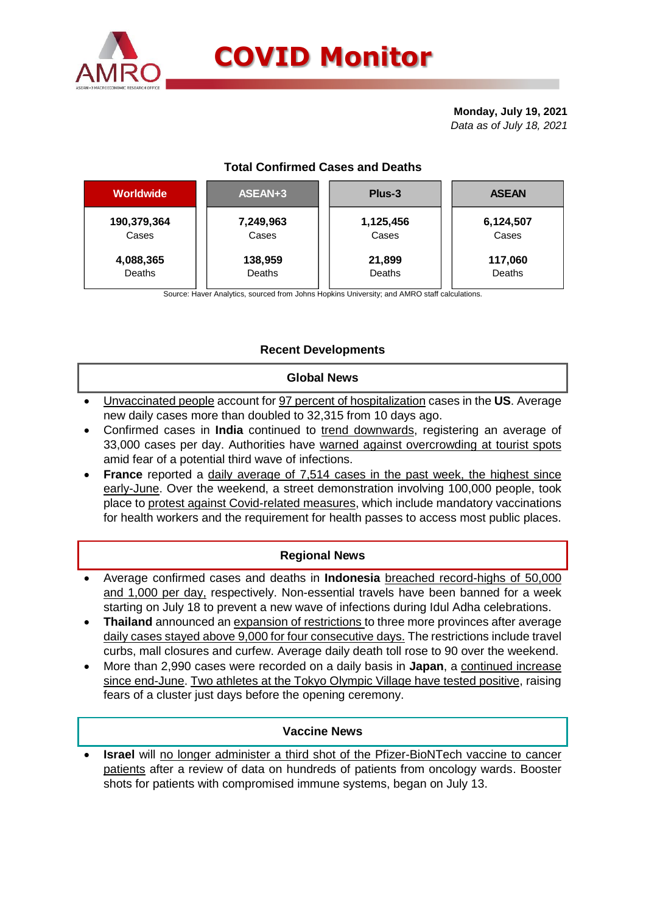# COVID Monitor

**Monday, July 19, 2021**
*Data as of July 18, 2021*

### Total Confirmed Cases and Deaths

| Worldwide | ASEAN+3 | Plus-3 | ASEAN |
|---|---|---|---|
| **190,379,364** Cases | **7,249,963** Cases | **1,125,456** Cases | **6,124,507** Cases |
| **4,088,365** Deaths | **138,959** Deaths | **21,899** Deaths | **117,060** Deaths |

Source: Haver Analytics, sourced from Johns Hopkins University; and AMRO staff calculations.

## Recent Developments

### Global News

- Unvaccinated people account for 97 percent of hospitalization cases in the **US**. Average new daily cases more than doubled to 32,315 from 10 days ago.
- Confirmed cases in **India** continued to trend downwards, registering an average of 33,000 cases per day. Authorities have warned against overcrowding at tourist spots amid fear of a potential third wave of infections.
- **France** reported a daily average of 7,514 cases in the past week, the highest since early-June. Over the weekend, a street demonstration involving 100,000 people, took place to protest against Covid-related measures, which include mandatory vaccinations for health workers and the requirement for health passes to access most public places.

### Regional News

- Average confirmed cases and deaths in **Indonesia** breached record-highs of 50,000 and 1,000 per day, respectively. Non-essential travels have been banned for a week starting on July 18 to prevent a new wave of infections during Idul Adha celebrations.
- **Thailand** announced an expansion of restrictions to three more provinces after average daily cases stayed above 9,000 for four consecutive days. The restrictions include travel curbs, mall closures and curfew. Average daily death toll rose to 90 over the weekend.
- More than 2,990 cases were recorded on a daily basis in **Japan**, a continued increase since end-June. Two athletes at the Tokyo Olympic Village have tested positive, raising fears of a cluster just days before the opening ceremony.

### Vaccine News

- **Israel** will no longer administer a third shot of the Pfizer-BioNTech vaccine to cancer patients after a review of data on hundreds of patients from oncology wards. Booster shots for patients with compromised immune systems, began on July 13.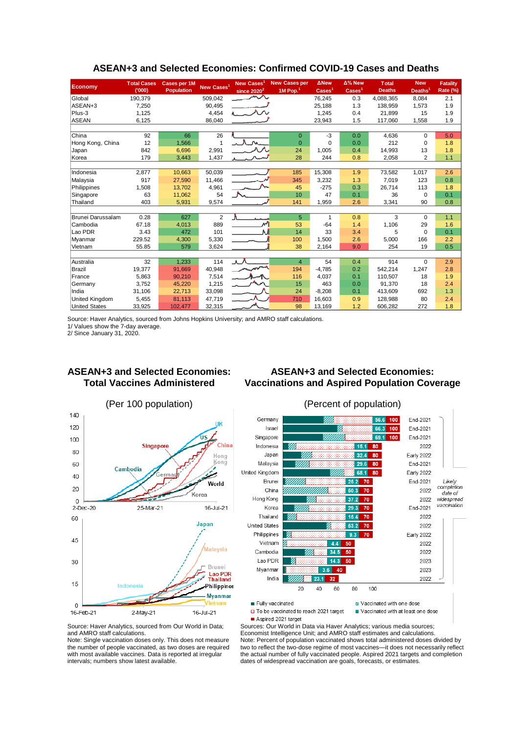## ASEAN+3 and Selected Economies: Confirmed COVID-19 Cases and Deaths

| Economy | Total Cases ('000) | Cases per 1M Population | New Cases[1] | New Cases[1] since 2020[2] | New Cases per 1M Pop.[1] | ΔNew Cases[1] | Δ% New Cases[1] | Total Deaths | New Deaths[1] | Fatality Rate (%) |
|---|---|---|---|---|---|---|---|---|---|---|
| Global | 190,379 | | 509,042 | | | 76,245 | 0.3 | 4,088,365 | 8,084 | 2.1 |
| ASEAN+3 | 7,250 | | 90,495 | | | 25,188 | 1.3 | 138,959 | 1,573 | 1.9 |
| Plus-3 | 1,125 | | 4,454 | | | 1,245 | 0.4 | 21,899 | 15 | 1.9 |
| ASEAN | 6,125 | | 86,040 | | | 23,943 | 1.5 | 117,060 | 1,558 | 1.9 |
| China | 92 | 66 | 26 | | 0 | -3 | 0.0 | 4,636 | 0 | 5.0 |
| Hong Kong, China | 12 | 1,566 | 1 | | 0 | 0 | 0.0 | 212 | 0 | 1.8 |
| Japan | 842 | 6,696 | 2,991 | | 24 | 1,005 | 0.4 | 14,993 | 13 | 1.8 |
| Korea | 179 | 3,443 | 1,437 | | 28 | 244 | 0.8 | 2,058 | 2 | 1.1 |
| Indonesia | 2,877 | 10,663 | 50,039 | | 185 | 15,308 | 1.9 | 73,582 | 1,017 | 2.6 |
| Malaysia | 917 | 27,590 | 11,466 | | 345 | 3,232 | 1.3 | 7,019 | 123 | 0.8 |
| Philippines | 1,508 | 13,702 | 4,961 | | 45 | -275 | 0.3 | 26,714 | 113 | 1.8 |
| Singapore | 63 | 11,062 | 54 | | 10 | 47 | 0.1 | 36 | 0 | 0.1 |
| Thailand | 403 | 5,931 | 9,574 | | 141 | 1,959 | 2.6 | 3,341 | 90 | 0.8 |
| Brunei Darussalam | 0.28 | 627 | 2 | | 5 | 1 | 0.8 | 3 | 0 | 1.1 |
| Cambodia | 67.18 | 4,013 | 889 | | 53 | -64 | 1.4 | 1,106 | 29 | 1.6 |
| Lao PDR | 3.43 | 472 | 101 | | 14 | 33 | 3.4 | 5 | 0 | 0.1 |
| Myanmar | 229.52 | 4,300 | 5,330 | | 100 | 1,500 | 2.6 | 5,000 | 166 | 2.2 |
| Vietnam | 55.85 | 579 | 3,624 | | 38 | 2,164 | 9.0 | 254 | 19 | 0.5 |
| Australia | 32 | 1,233 | 114 | | 4 | 54 | 0.4 | 914 | 0 | 2.9 |
| Brazil | 19,377 | 91,669 | 40,948 | | 194 | -4,785 | 0.2 | 542,214 | 1,247 | 2.8 |
| France | 5,863 | 90,210 | 7,514 | | 116 | 4,037 | 0.1 | 110,507 | 18 | 1.9 |
| Germany | 3,752 | 45,220 | 1,215 | | 15 | 463 | 0.0 | 91,370 | 18 | 2.4 |
| India | 31,106 | 22,713 | 33,098 | | 24 | -8,208 | 0.1 | 413,609 | 692 | 1.3 |
| United Kingdom | 5,455 | 81,113 | 47,719 | | 710 | 16,603 | 0.9 | 128,988 | 80 | 2.4 |
| United States | 33,925 | 102,477 | 32,315 | | 98 | 13,169 | 1.2 | 606,282 | 272 | 1.8 |

Source: Haver Analytics, sourced from Johns Hopkins University; and AMRO staff calculations.
1/ Values show the 7-day average.
2/ Since January 31, 2020.

## ASEAN+3 and Selected Economies: Total Vaccines Administered

(Per 100 population)

140, 120, 100, 80, 60, 40, 20, 0
2-Dec-20, 25-Mar-21, 16-Jul-21
UK, US, China, Singapore, Hong Kong, Cambodia, Germany, World, Korea

60, 45, 30, 15, 0
16-Feb-21, 2-May-21, 16-Jul-21
Japan, Malaysia, Brunei, Lao PDR, Thailand, Indonesia, Philippines, Myanmar, Vietnam

Source: Haver Analytics, sourced from Our World in Data; and AMRO staff calculations.
Note: Single vaccination doses only. This does not measure the number of people vaccinated, as two doses are required with most available vaccines. Data is reported at irregular intervals; numbers show latest available.

## ASEAN+3 and Selected Economies: Vaccinations and Aspired Population Coverage

(Percent of population)

Germany 56.6 100 End-2021
Israel 66.3 100 End-2021
Singapore 69.1 100 End-2021
Indonesia 15.1 80 2022
Japan 32.4 80 Early 2022
Malaysia 29.6 80 End-2021
United Kingdom 68.1 80 Early 2022
Brunei 25.2 70 End-2021
China 50.3 70 2022
Hong Kong 37.2 70 2022
Korea 29.3 70 End-2021
Thailand 15.4 70 2022
United States 53.2 70 2022
Philippines 9.3 70 Early 2022
Vietnam 4.4 50 2022
Cambodia 34.5 50 2022
Lao PDR 14.3 50 2023
Myanmar 3.6 40 2023
India 23.1 32 2022

20, 40, 60, 80, 100

*Likely completion date of widespread vaccination*

Fully vaccinated
Vaccinated with one dose
To be vaccinated to reach 2021 target
Vaccinated with at least one dose
Aspired 2021 target

Sources: Our World in Data via Haver Analytics; various media sources; Economist Intelligence Unit; and AMRO staff estimates and calculations.
Note: Percent of population vaccinated shows total administered doses divided by two to reflect the two-dose regime of most vaccines—it does not necessarily reflect the actual number of fully vaccinated people. Aspired 2021 targets and completion dates of widespread vaccination are goals, forecasts, or estimates.